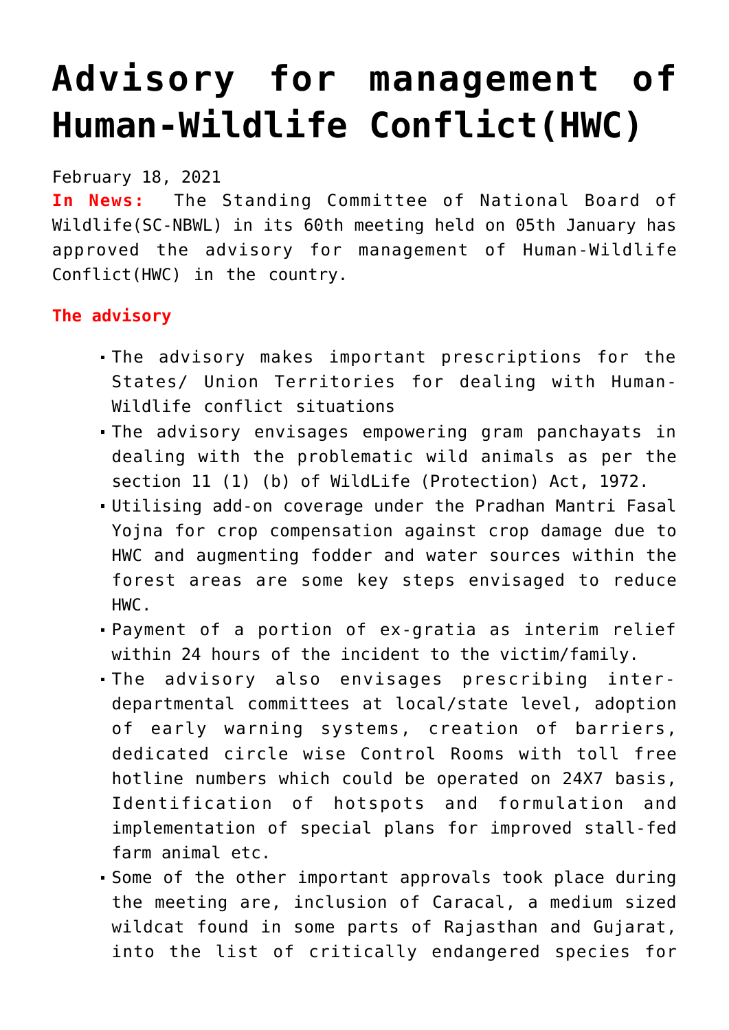# Advisory for management of Human-Wildlife Conflict(HWC)

February 18, 2021

**In News:** The Standing Committee of National Board of Wildlife(SC-NBWL) in its 60th meeting held on 05th January has approved the advisory for management of Human-Wildlife Conflict(HWC) in the country.

**The advisory**

- The advisory makes important prescriptions for the States/ Union Territories for dealing with Human-Wildlife conflict situations
- The advisory envisages empowering gram panchayats in dealing with the problematic wild animals as per the section 11 (1) (b) of WildLife (Protection) Act, 1972.
- Utilising add-on coverage under the Pradhan Mantri Fasal Yojna for crop compensation against crop damage due to HWC and augmenting fodder and water sources within the forest areas are some key steps envisaged to reduce HWC.
- Payment of a portion of ex-gratia as interim relief within 24 hours of the incident to the victim/family.
- The advisory also envisages prescribing inter-departmental committees at local/state level, adoption of early warning systems, creation of barriers, dedicated circle wise Control Rooms with toll free hotline numbers which could be operated on 24X7 basis, Identification of hotspots and formulation and implementation of special plans for improved stall-fed farm animal etc.
- Some of the other important approvals took place during the meeting are, inclusion of Caracal, a medium sized wildcat found in some parts of Rajasthan and Gujarat, into the list of critically endangered species for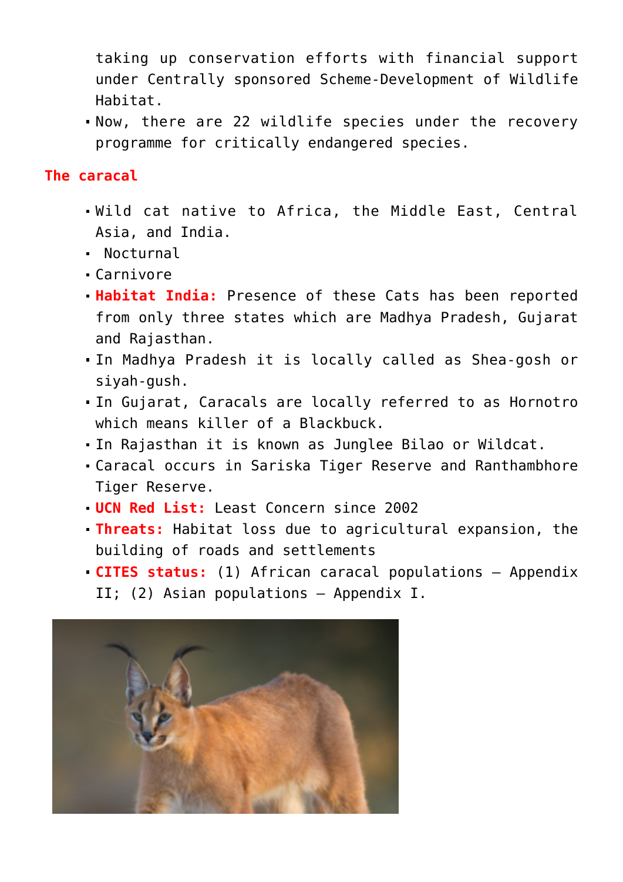- taking up conservation efforts with financial support under Centrally sponsored Scheme-Development of Wildlife Habitat.
- Now, there are 22 wildlife species under the recovery programme for critically endangered species.

## The caracal

- Wild cat native to Africa, the Middle East, Central Asia, and India.
- Nocturnal
- Carnivore
- **Habitat India:** Presence of these Cats has been reported from only three states which are Madhya Pradesh, Gujarat and Rajasthan.
- In Madhya Pradesh it is locally called as Shea-gosh or siyah-gush.
- In Gujarat, Caracals are locally referred to as Hornotro which means killer of a Blackbuck.
- In Rajasthan it is known as Junglee Bilao or Wildcat.
- Caracal occurs in Sariska Tiger Reserve and Ranthambhore Tiger Reserve.
- **UCN Red List:** Least Concern since 2002
- **Threats:** Habitat loss due to agricultural expansion, the building of roads and settlements
- **CITES status:** (1) African caracal populations – Appendix II; (2) Asian populations – Appendix I.